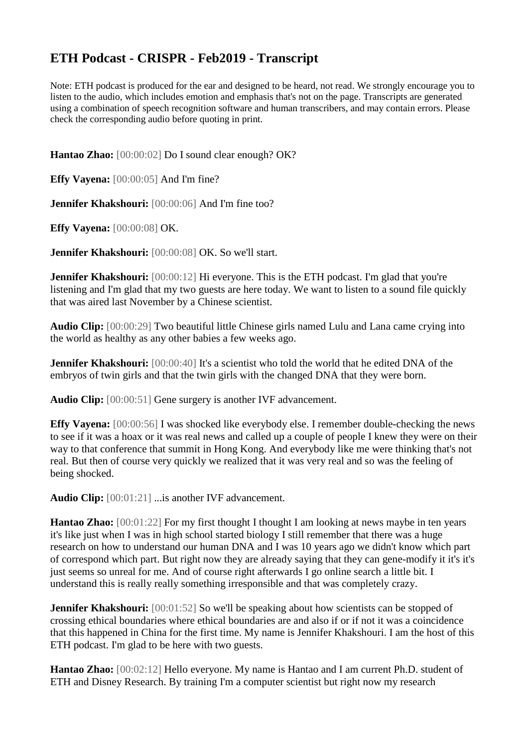# ETH Podcast - CRISPR - Feb2019 - Transcript

Note: ETH podcast is produced for the ear and designed to be heard, not read. We strongly encourage you to listen to the audio, which includes emotion and emphasis that's not on the page. Transcripts are generated using a combination of speech recognition software and human transcribers, and may contain errors. Please check the corresponding audio before quoting in print.

**Hantao Zhao:** [00:00:02] Do I sound clear enough? OK?

**Effy Vayena:** [00:00:05] And I'm fine?

**Jennifer Khakshouri:** [00:00:06] And I'm fine too?

**Effy Vayena:** [00:00:08] OK.

**Jennifer Khakshouri:** [00:00:08] OK. So we'll start.

**Jennifer Khakshouri:** [00:00:12] Hi everyone. This is the ETH podcast. I'm glad that you're listening and I'm glad that my two guests are here today. We want to listen to a sound file quickly that was aired last November by a Chinese scientist.

**Audio Clip:** [00:00:29] Two beautiful little Chinese girls named Lulu and Lana came crying into the world as healthy as any other babies a few weeks ago.

**Jennifer Khakshouri:** [00:00:40] It's a scientist who told the world that he edited DNA of the embryos of twin girls and that the twin girls with the changed DNA that they were born.

**Audio Clip:** [00:00:51] Gene surgery is another IVF advancement.

**Effy Vayena:** [00:00:56] I was shocked like everybody else. I remember double-checking the news to see if it was a hoax or it was real news and called up a couple of people I knew they were on their way to that conference that summit in Hong Kong. And everybody like me were thinking that's not real. But then of course very quickly we realized that it was very real and so was the feeling of being shocked.

**Audio Clip:** [00:01:21] ...is another IVF advancement.

**Hantao Zhao:** [00:01:22] For my first thought I thought I am looking at news maybe in ten years it's like just when I was in high school started biology I still remember that there was a huge research on how to understand our human DNA and I was 10 years ago we didn't know which part of correspond which part. But right now they are already saying that they can gene-modify it it's it's just seems so unreal for me. And of course right afterwards I go online search a little bit. I understand this is really really something irresponsible and that was completely crazy.

**Jennifer Khakshouri:** [00:01:52] So we'll be speaking about how scientists can be stopped of crossing ethical boundaries where ethical boundaries are and also if or if not it was a coincidence that this happened in China for the first time. My name is Jennifer Khakshouri. I am the host of this ETH podcast. I'm glad to be here with two guests.

**Hantao Zhao:** [00:02:12] Hello everyone. My name is Hantao and I am current Ph.D. student of ETH and Disney Research. By training I'm a computer scientist but right now my research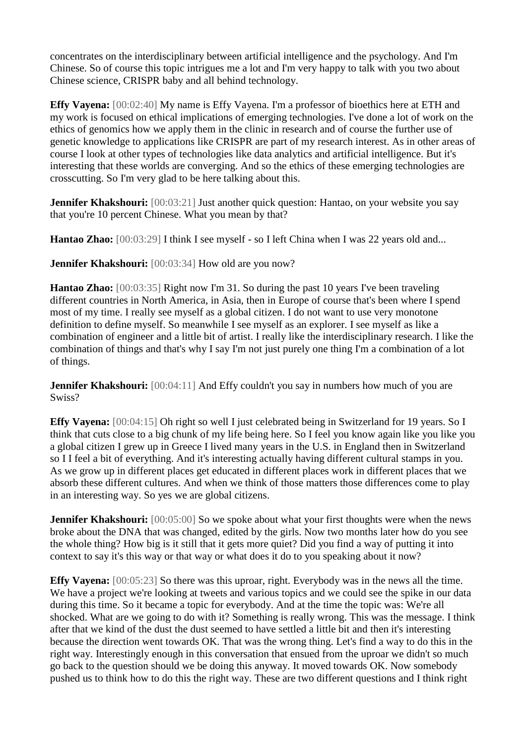concentrates on the interdisciplinary between artificial intelligence and the psychology. And I'm Chinese. So of course this topic intrigues me a lot and I'm very happy to talk with you two about Chinese science, CRISPR baby and all behind technology.

**Effy Vayena:** [00:02:40] My name is Effy Vayena. I'm a professor of bioethics here at ETH and my work is focused on ethical implications of emerging technologies. I've done a lot of work on the ethics of genomics how we apply them in the clinic in research and of course the further use of genetic knowledge to applications like CRISPR are part of my research interest. As in other areas of course I look at other types of technologies like data analytics and artificial intelligence. But it's interesting that these worlds are converging. And so the ethics of these emerging technologies are crosscutting. So I'm very glad to be here talking about this.

**Jennifer Khakshouri:** [00:03:21] Just another quick question: Hantao, on your website you say that you're 10 percent Chinese. What you mean by that?

**Hantao Zhao:** [00:03:29] I think I see myself - so I left China when I was 22 years old and...

**Jennifer Khakshouri:** [00:03:34] How old are you now?

**Hantao Zhao:** [00:03:35] Right now I'm 31. So during the past 10 years I've been traveling different countries in North America, in Asia, then in Europe of course that's been where I spend most of my time. I really see myself as a global citizen. I do not want to use very monotone definition to define myself. So meanwhile I see myself as an explorer. I see myself as like a combination of engineer and a little bit of artist. I really like the interdisciplinary research. I like the combination of things and that's why I say I'm not just purely one thing I'm a combination of a lot of things.

**Jennifer Khakshouri:** [00:04:11] And Effy couldn't you say in numbers how much of you are Swiss?

**Effy Vayena:** [00:04:15] Oh right so well I just celebrated being in Switzerland for 19 years. So I think that cuts close to a big chunk of my life being here. So I feel you know again like you like you a global citizen I grew up in Greece I lived many years in the U.S. in England then in Switzerland so I I feel a bit of everything. And it's interesting actually having different cultural stamps in you. As we grow up in different places get educated in different places work in different places that we absorb these different cultures. And when we think of those matters those differences come to play in an interesting way. So yes we are global citizens.

**Jennifer Khakshouri:** [00:05:00] So we spoke about what your first thoughts were when the news broke about the DNA that was changed, edited by the girls. Now two months later how do you see the whole thing? How big is it still that it gets more quiet? Did you find a way of putting it into context to say it's this way or that way or what does it do to you speaking about it now?

**Effy Vayena:** [00:05:23] So there was this uproar, right. Everybody was in the news all the time. We have a project we're looking at tweets and various topics and we could see the spike in our data during this time. So it became a topic for everybody. And at the time the topic was: We're all shocked. What are we going to do with it? Something is really wrong. This was the message. I think after that we kind of the dust the dust seemed to have settled a little bit and then it's interesting because the direction went towards OK. That was the wrong thing. Let's find a way to do this in the right way. Interestingly enough in this conversation that ensued from the uproar we didn't so much go back to the question should we be doing this anyway. It moved towards OK. Now somebody pushed us to think how to do this the right way. These are two different questions and I think right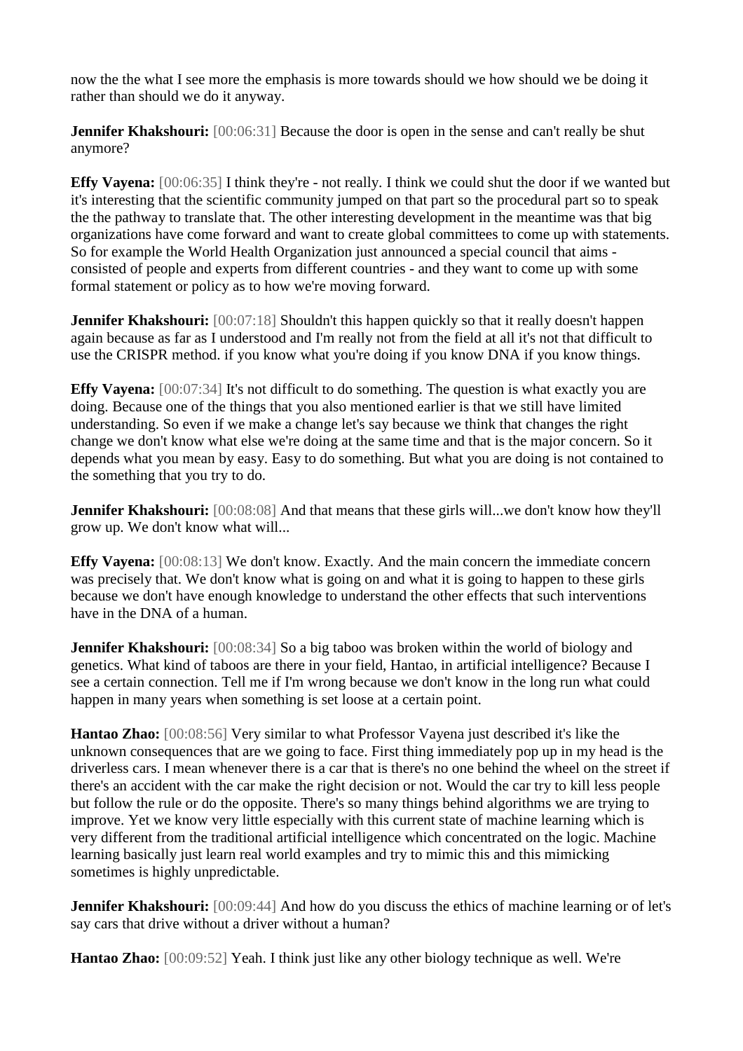now the the what I see more the emphasis is more towards should we how should we be doing it rather than should we do it anyway.

**Jennifer Khakshouri:** [00:06:31] Because the door is open in the sense and can't really be shut anymore?

**Effy Vayena:** [00:06:35] I think they're - not really. I think we could shut the door if we wanted but it's interesting that the scientific community jumped on that part so the procedural part so to speak the the pathway to translate that. The other interesting development in the meantime was that big organizations have come forward and want to create global committees to come up with statements. So for example the World Health Organization just announced a special council that aims - consisted of people and experts from different countries - and they want to come up with some formal statement or policy as to how we're moving forward.

**Jennifer Khakshouri:** [00:07:18] Shouldn't this happen quickly so that it really doesn't happen again because as far as I understood and I'm really not from the field at all it's not that difficult to use the CRISPR method. if you know what you're doing if you know DNA if you know things.

**Effy Vayena:** [00:07:34] It's not difficult to do something. The question is what exactly you are doing. Because one of the things that you also mentioned earlier is that we still have limited understanding. So even if we make a change let's say because we think that changes the right change we don't know what else we're doing at the same time and that is the major concern. So it depends what you mean by easy. Easy to do something. But what you are doing is not contained to the something that you try to do.

**Jennifer Khakshouri:** [00:08:08] And that means that these girls will...we don't know how they'll grow up. We don't know what will...

**Effy Vayena:** [00:08:13] We don't know. Exactly. And the main concern the immediate concern was precisely that. We don't know what is going on and what it is going to happen to these girls because we don't have enough knowledge to understand the other effects that such interventions have in the DNA of a human.

**Jennifer Khakshouri:** [00:08:34] So a big taboo was broken within the world of biology and genetics. What kind of taboos are there in your field, Hantao, in artificial intelligence? Because I see a certain connection. Tell me if I'm wrong because we don't know in the long run what could happen in many years when something is set loose at a certain point.

**Hantao Zhao:** [00:08:56] Very similar to what Professor Vayena just described it's like the unknown consequences that are we going to face. First thing immediately pop up in my head is the driverless cars. I mean whenever there is a car that is there's no one behind the wheel on the street if there's an accident with the car make the right decision or not. Would the car try to kill less people but follow the rule or do the opposite. There's so many things behind algorithms we are trying to improve. Yet we know very little especially with this current state of machine learning which is very different from the traditional artificial intelligence which concentrated on the logic. Machine learning basically just learn real world examples and try to mimic this and this mimicking sometimes is highly unpredictable.

**Jennifer Khakshouri:** [00:09:44] And how do you discuss the ethics of machine learning or of let's say cars that drive without a driver without a human?

**Hantao Zhao:** [00:09:52] Yeah. I think just like any other biology technique as well. We're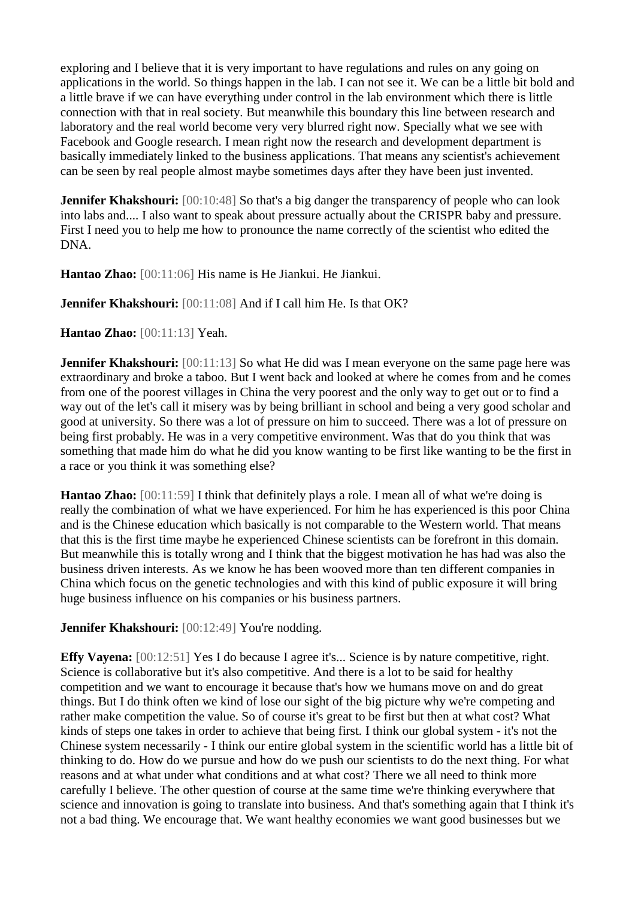exploring and I believe that it is very important to have regulations and rules on any going on applications in the world. So things happen in the lab. I can not see it. We can be a little bit bold and a little brave if we can have everything under control in the lab environment which there is little connection with that in real society. But meanwhile this boundary this line between research and laboratory and the real world become very very blurred right now. Specially what we see with Facebook and Google research. I mean right now the research and development department is basically immediately linked to the business applications. That means any scientist's achievement can be seen by real people almost maybe sometimes days after they have been just invented.

**Jennifer Khakshouri:** [00:10:48] So that's a big danger the transparency of people who can look into labs and.... I also want to speak about pressure actually about the CRISPR baby and pressure. First I need you to help me how to pronounce the name correctly of the scientist who edited the DNA.

**Hantao Zhao:** [00:11:06] His name is He Jiankui. He Jiankui.

**Jennifer Khakshouri:** [00:11:08] And if I call him He. Is that OK?

**Hantao Zhao:** [00:11:13] Yeah.

**Jennifer Khakshouri:** [00:11:13] So what He did was I mean everyone on the same page here was extraordinary and broke a taboo. But I went back and looked at where he comes from and he comes from one of the poorest villages in China the very poorest and the only way to get out or to find a way out of the let's call it misery was by being brilliant in school and being a very good scholar and good at university. So there was a lot of pressure on him to succeed. There was a lot of pressure on being first probably. He was in a very competitive environment. Was that do you think that was something that made him do what he did you know wanting to be first like wanting to be the first in a race or you think it was something else?

**Hantao Zhao:** [00:11:59] I think that definitely plays a role. I mean all of what we're doing is really the combination of what we have experienced. For him he has experienced is this poor China and is the Chinese education which basically is not comparable to the Western world. That means that this is the first time maybe he experienced Chinese scientists can be forefront in this domain. But meanwhile this is totally wrong and I think that the biggest motivation he has had was also the business driven interests. As we know he has been wooved more than ten different companies in China which focus on the genetic technologies and with this kind of public exposure it will bring huge business influence on his companies or his business partners.

**Jennifer Khakshouri:** [00:12:49] You're nodding.

**Effy Vayena:** [00:12:51] Yes I do because I agree it's... Science is by nature competitive, right. Science is collaborative but it's also competitive. And there is a lot to be said for healthy competition and we want to encourage it because that's how we humans move on and do great things. But I do think often we kind of lose our sight of the big picture why we're competing and rather make competition the value. So of course it's great to be first but then at what cost? What kinds of steps one takes in order to achieve that being first. I think our global system - it's not the Chinese system necessarily - I think our entire global system in the scientific world has a little bit of thinking to do. How do we pursue and how do we push our scientists to do the next thing. For what reasons and at what under what conditions and at what cost? There we all need to think more carefully I believe. The other question of course at the same time we're thinking everywhere that science and innovation is going to translate into business. And that's something again that I think it's not a bad thing. We encourage that. We want healthy economies we want good businesses but we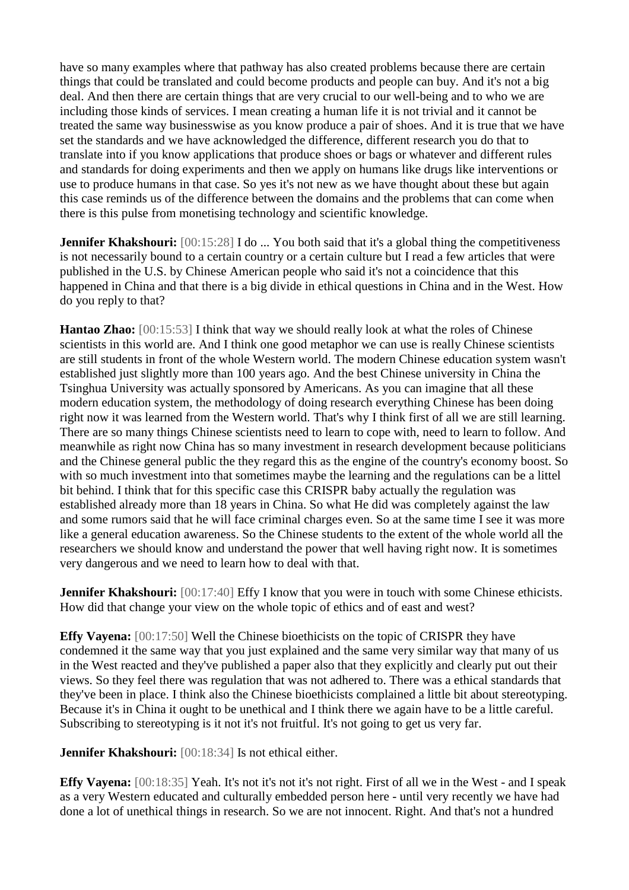have so many examples where that pathway has also created problems because there are certain things that could be translated and could become products and people can buy. And it's not a big deal. And then there are certain things that are very crucial to our well-being and to who we are including those kinds of services. I mean creating a human life it is not trivial and it cannot be treated the same way businesswise as you know produce a pair of shoes. And it is true that we have set the standards and we have acknowledged the difference, different research you do that to translate into if you know applications that produce shoes or bags or whatever and different rules and standards for doing experiments and then we apply on humans like drugs like interventions or use to produce humans in that case. So yes it's not new as we have thought about these but again this case reminds us of the difference between the domains and the problems that can come when there is this pulse from monetising technology and scientific knowledge.

**Jennifer Khakshouri:** [00:15:28] I do ... You both said that it's a global thing the competitiveness is not necessarily bound to a certain country or a certain culture but I read a few articles that were published in the U.S. by Chinese American people who said it's not a coincidence that this happened in China and that there is a big divide in ethical questions in China and in the West. How do you reply to that?

**Hantao Zhao:** [00:15:53] I think that way we should really look at what the roles of Chinese scientists in this world are. And I think one good metaphor we can use is really Chinese scientists are still students in front of the whole Western world. The modern Chinese education system wasn't established just slightly more than 100 years ago. And the best Chinese university in China the Tsinghua University was actually sponsored by Americans. As you can imagine that all these modern education system, the methodology of doing research everything Chinese has been doing right now it was learned from the Western world. That's why I think first of all we are still learning. There are so many things Chinese scientists need to learn to cope with, need to learn to follow. And meanwhile as right now China has so many investment in research development because politicians and the Chinese general public the they regard this as the engine of the country's economy boost. So with so much investment into that sometimes maybe the learning and the regulations can be a littel bit behind. I think that for this specific case this CRISPR baby actually the regulation was established already more than 18 years in China. So what He did was completely against the law and some rumors said that he will face criminal charges even. So at the same time I see it was more like a general education awareness. So the Chinese students to the extent of the whole world all the researchers we should know and understand the power that well having right now. It is sometimes very dangerous and we need to learn how to deal with that.

**Jennifer Khakshouri:** [00:17:40] Effy I know that you were in touch with some Chinese ethicists. How did that change your view on the whole topic of ethics and of east and west?

**Effy Vayena:** [00:17:50] Well the Chinese bioethicists on the topic of CRISPR they have condemned it the same way that you just explained and the same very similar way that many of us in the West reacted and they've published a paper also that they explicitly and clearly put out their views. So they feel there was regulation that was not adhered to. There was a ethical standards that they've been in place. I think also the Chinese bioethicists complained a little bit about stereotyping. Because it's in China it ought to be unethical and I think there we again have to be a little careful. Subscribing to stereotyping is it not it's not fruitful. It's not going to get us very far.

**Jennifer Khakshouri:** [00:18:34] Is not ethical either.

**Effy Vayena:** [00:18:35] Yeah. It's not it's not it's not right. First of all we in the West - and I speak as a very Western educated and culturally embedded person here - until very recently we have had done a lot of unethical things in research. So we are not innocent. Right. And that's not a hundred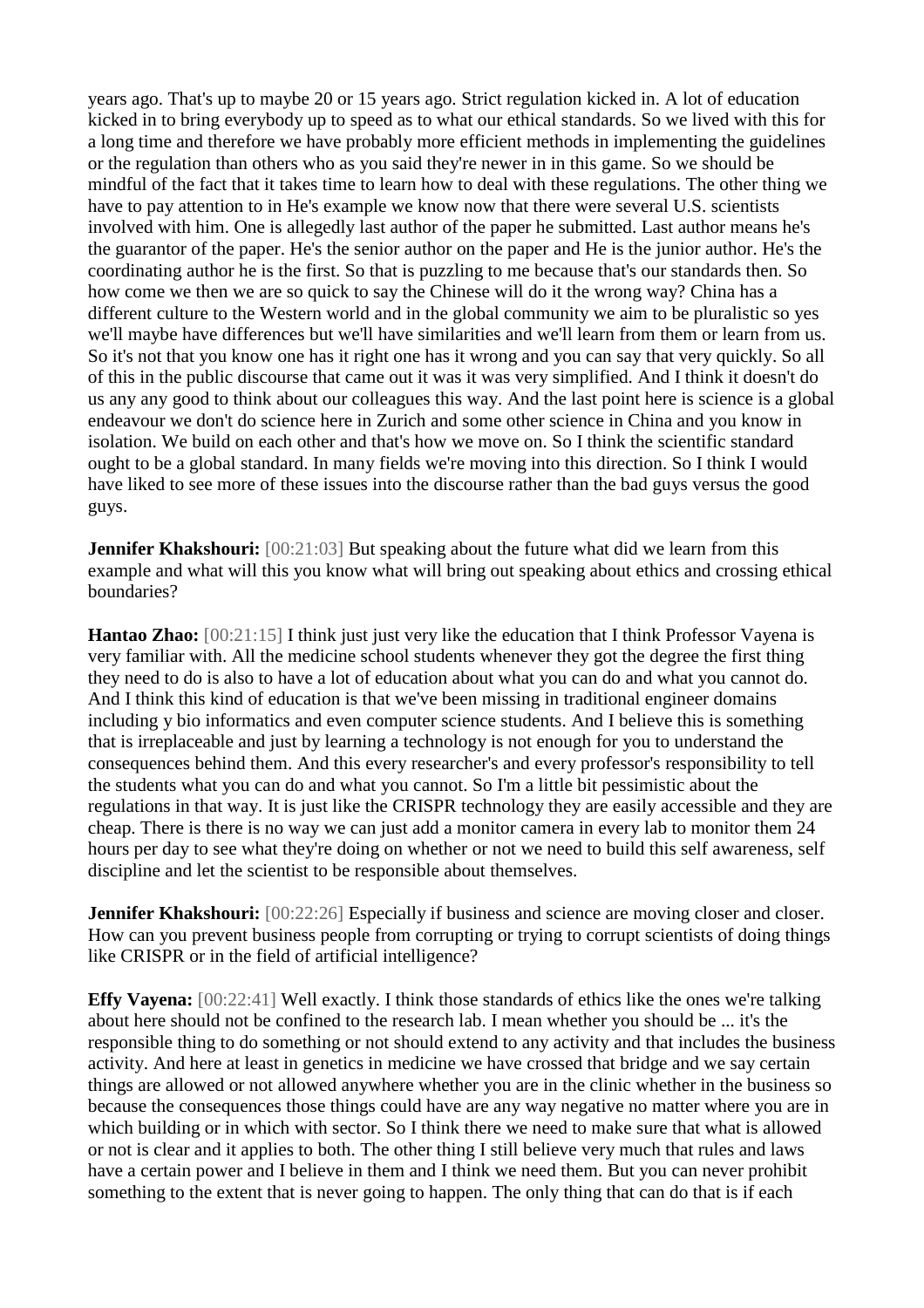years ago. That's up to maybe 20 or 15 years ago. Strict regulation kicked in. A lot of education kicked in to bring everybody up to speed as to what our ethical standards. So we lived with this for a long time and therefore we have probably more efficient methods in implementing the guidelines or the regulation than others who as you said they're newer in in this game. So we should be mindful of the fact that it takes time to learn how to deal with these regulations. The other thing we have to pay attention to in He's example we know now that there were several U.S. scientists involved with him. One is allegedly last author of the paper he submitted. Last author means he's the guarantor of the paper. He's the senior author on the paper and He is the junior author. He's the coordinating author he is the first. So that is puzzling to me because that's our standards then. So how come we then we are so quick to say the Chinese will do it the wrong way? China has a different culture to the Western world and in the global community we aim to be pluralistic so yes we'll maybe have differences but we'll have similarities and we'll learn from them or learn from us. So it's not that you know one has it right one has it wrong and you can say that very quickly. So all of this in the public discourse that came out it was it was very simplified. And I think it doesn't do us any any good to think about our colleagues this way. And the last point here is science is a global endeavour we don't do science here in Zurich and some other science in China and you know in isolation. We build on each other and that's how we move on. So I think the scientific standard ought to be a global standard. In many fields we're moving into this direction. So I think I would have liked to see more of these issues into the discourse rather than the bad guys versus the good guys.

**Jennifer Khakshouri:** [00:21:03] But speaking about the future what did we learn from this example and what will this you know what will bring out speaking about ethics and crossing ethical boundaries?

**Hantao Zhao:** [00:21:15] I think just just very like the education that I think Professor Vayena is very familiar with. All the medicine school students whenever they got the degree the first thing they need to do is also to have a lot of education about what you can do and what you cannot do. And I think this kind of education is that we've been missing in traditional engineer domains including y bio informatics and even computer science students. And I believe this is something that is irreplaceable and just by learning a technology is not enough for you to understand the consequences behind them. And this every researcher's and every professor's responsibility to tell the students what you can do and what you cannot. So I'm a little bit pessimistic about the regulations in that way. It is just like the CRISPR technology they are easily accessible and they are cheap. There is there is no way we can just add a monitor camera in every lab to monitor them 24 hours per day to see what they're doing on whether or not we need to build this self awareness, self discipline and let the scientist to be responsible about themselves.

**Jennifer Khakshouri:** [00:22:26] Especially if business and science are moving closer and closer. How can you prevent business people from corrupting or trying to corrupt scientists of doing things like CRISPR or in the field of artificial intelligence?

**Effy Vayena:** [00:22:41] Well exactly. I think those standards of ethics like the ones we're talking about here should not be confined to the research lab. I mean whether you should be ... it's the responsible thing to do something or not should extend to any activity and that includes the business activity. And here at least in genetics in medicine we have crossed that bridge and we say certain things are allowed or not allowed anywhere whether you are in the clinic whether in the business so because the consequences those things could have are any way negative no matter where you are in which building or in which with sector. So I think there we need to make sure that what is allowed or not is clear and it applies to both. The other thing I still believe very much that rules and laws have a certain power and I believe in them and I think we need them. But you can never prohibit something to the extent that is never going to happen. The only thing that can do that is if each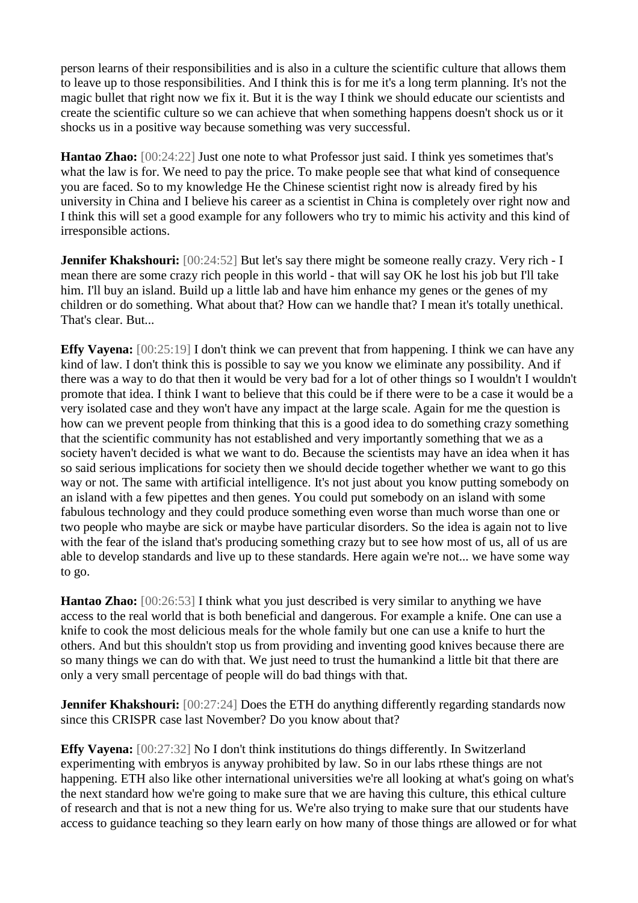person learns of their responsibilities and is also in a culture the scientific culture that allows them to leave up to those responsibilities. And I think this is for me it's a long term planning. It's not the magic bullet that right now we fix it. But it is the way I think we should educate our scientists and create the scientific culture so we can achieve that when something happens doesn't shock us or it shocks us in a positive way because something was very successful.

**Hantao Zhao:** [00:24:22] Just one note to what Professor just said. I think yes sometimes that's what the law is for. We need to pay the price. To make people see that what kind of consequence you are faced. So to my knowledge He the Chinese scientist right now is already fired by his university in China and I believe his career as a scientist in China is completely over right now and I think this will set a good example for any followers who try to mimic his activity and this kind of irresponsible actions.

**Jennifer Khakshouri:** [00:24:52] But let's say there might be someone really crazy. Very rich - I mean there are some crazy rich people in this world - that will say OK he lost his job but I'll take him. I'll buy an island. Build up a little lab and have him enhance my genes or the genes of my children or do something. What about that? How can we handle that? I mean it's totally unethical. That's clear. But...

**Effy Vayena:** [00:25:19] I don't think we can prevent that from happening. I think we can have any kind of law. I don't think this is possible to say we you know we eliminate any possibility. And if there was a way to do that then it would be very bad for a lot of other things so I wouldn't I wouldn't promote that idea. I think I want to believe that this could be if there were to be a case it would be a very isolated case and they won't have any impact at the large scale. Again for me the question is how can we prevent people from thinking that this is a good idea to do something crazy something that the scientific community has not established and very importantly something that we as a society haven't decided is what we want to do. Because the scientists may have an idea when it has so said serious implications for society then we should decide together whether we want to go this way or not. The same with artificial intelligence. It's not just about you know putting somebody on an island with a few pipettes and then genes. You could put somebody on an island with some fabulous technology and they could produce something even worse than much worse than one or two people who maybe are sick or maybe have particular disorders. So the idea is again not to live with the fear of the island that's producing something crazy but to see how most of us, all of us are able to develop standards and live up to these standards. Here again we're not... we have some way to go.

**Hantao Zhao:** [00:26:53] I think what you just described is very similar to anything we have access to the real world that is both beneficial and dangerous. For example a knife. One can use a knife to cook the most delicious meals for the whole family but one can use a knife to hurt the others. And but this shouldn't stop us from providing and inventing good knives because there are so many things we can do with that. We just need to trust the humankind a little bit that there are only a very small percentage of people will do bad things with that.

**Jennifer Khakshouri:** [00:27:24] Does the ETH do anything differently regarding standards now since this CRISPR case last November? Do you know about that?

**Effy Vayena:** [00:27:32] No I don't think institutions do things differently. In Switzerland experimenting with embryos is anyway prohibited by law. So in our labs rthese things are not happening. ETH also like other international universities we're all looking at what's going on what's the next standard how we're going to make sure that we are having this culture, this ethical culture of research and that is not a new thing for us. We're also trying to make sure that our students have access to guidance teaching so they learn early on how many of those things are allowed or for what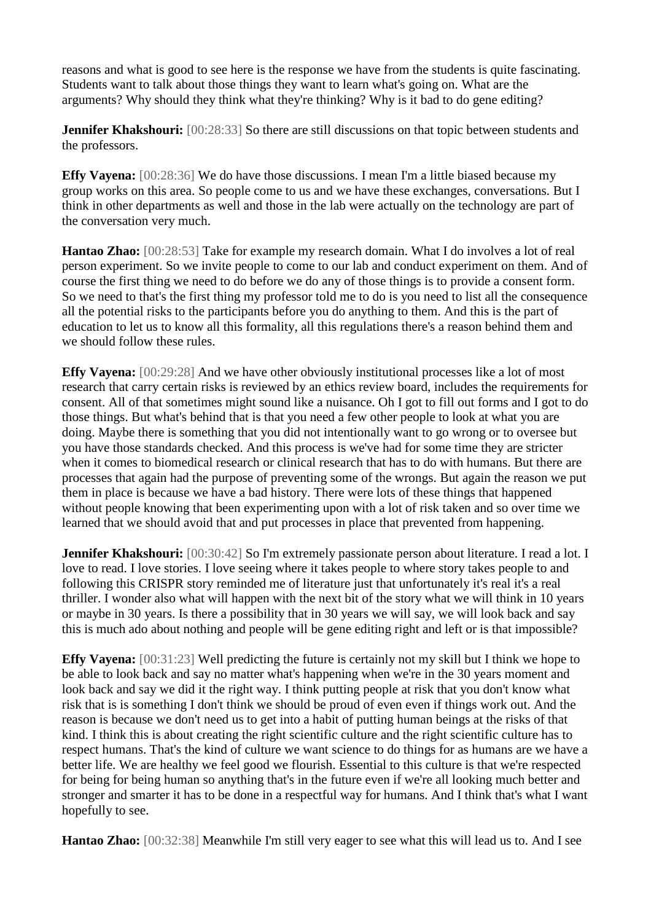reasons and what is good to see here is the response we have from the students is quite fascinating. Students want to talk about those things they want to learn what's going on. What are the arguments? Why should they think what they're thinking? Why is it bad to do gene editing?

**Jennifer Khakshouri:** [00:28:33] So there are still discussions on that topic between students and the professors.

**Effy Vayena:** [00:28:36] We do have those discussions. I mean I'm a little biased because my group works on this area. So people come to us and we have these exchanges, conversations. But I think in other departments as well and those in the lab were actually on the technology are part of the conversation very much.

**Hantao Zhao:** [00:28:53] Take for example my research domain. What I do involves a lot of real person experiment. So we invite people to come to our lab and conduct experiment on them. And of course the first thing we need to do before we do any of those things is to provide a consent form. So we need to that's the first thing my professor told me to do is you need to list all the consequence all the potential risks to the participants before you do anything to them. And this is the part of education to let us to know all this formality, all this regulations there's a reason behind them and we should follow these rules.

**Effy Vayena:** [00:29:28] And we have other obviously institutional processes like a lot of most research that carry certain risks is reviewed by an ethics review board, includes the requirements for consent. All of that sometimes might sound like a nuisance. Oh I got to fill out forms and I got to do those things. But what's behind that is that you need a few other people to look at what you are doing. Maybe there is something that you did not intentionally want to go wrong or to oversee but you have those standards checked. And this process is we've had for some time they are stricter when it comes to biomedical research or clinical research that has to do with humans. But there are processes that again had the purpose of preventing some of the wrongs. But again the reason we put them in place is because we have a bad history. There were lots of these things that happened without people knowing that been experimenting upon with a lot of risk taken and so over time we learned that we should avoid that and put processes in place that prevented from happening.

**Jennifer Khakshouri:** [00:30:42] So I'm extremely passionate person about literature. I read a lot. I love to read. I love stories. I love seeing where it takes people to where story takes people to and following this CRISPR story reminded me of literature just that unfortunately it's real it's a real thriller. I wonder also what will happen with the next bit of the story what we will think in 10 years or maybe in 30 years. Is there a possibility that in 30 years we will say, we will look back and say this is much ado about nothing and people will be gene editing right and left or is that impossible?

**Effy Vayena:** [00:31:23] Well predicting the future is certainly not my skill but I think we hope to be able to look back and say no matter what's happening when we're in the 30 years moment and look back and say we did it the right way. I think putting people at risk that you don't know what risk that is is something I don't think we should be proud of even even if things work out. And the reason is because we don't need us to get into a habit of putting human beings at the risks of that kind. I think this is about creating the right scientific culture and the right scientific culture has to respect humans. That's the kind of culture we want science to do things for as humans are we have a better life. We are healthy we feel good we flourish. Essential to this culture is that we're respected for being for being human so anything that's in the future even if we're all looking much better and stronger and smarter it has to be done in a respectful way for humans. And I think that's what I want hopefully to see.

**Hantao Zhao:** [00:32:38] Meanwhile I'm still very eager to see what this will lead us to. And I see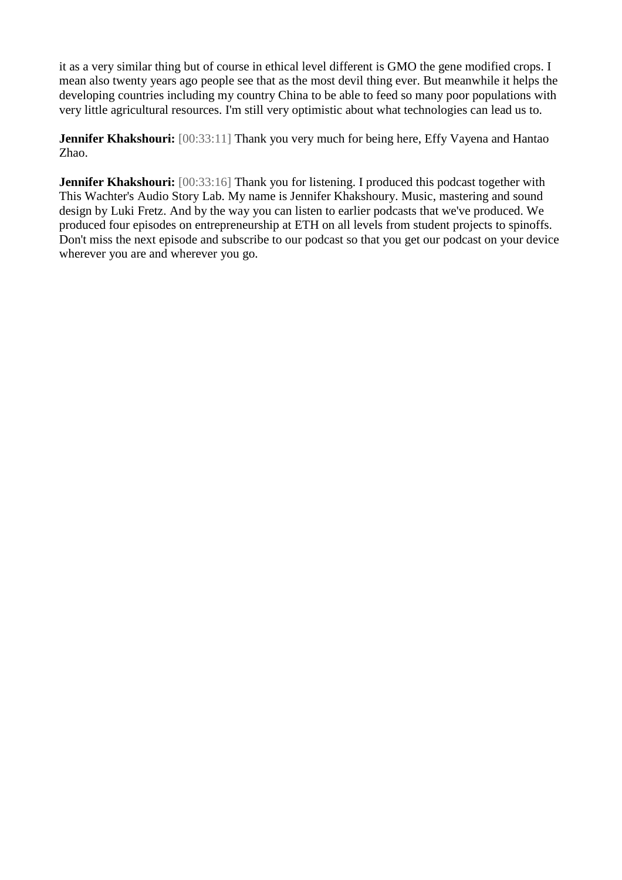it as a very similar thing but of course in ethical level different is GMO the gene modified crops. I mean also twenty years ago people see that as the most devil thing ever. But meanwhile it helps the developing countries including my country China to be able to feed so many poor populations with very little agricultural resources. I'm still very optimistic about what technologies can lead us to.

**Jennifer Khakshouri:** [00:33:11] Thank you very much for being here, Effy Vayena and Hantao Zhao.

**Jennifer Khakshouri:** [00:33:16] Thank you for listening. I produced this podcast together with This Wachter's Audio Story Lab. My name is Jennifer Khakshoury. Music, mastering and sound design by Luki Fretz. And by the way you can listen to earlier podcasts that we've produced. We produced four episodes on entrepreneurship at ETH on all levels from student projects to spinoffs. Don't miss the next episode and subscribe to our podcast so that you get our podcast on your device wherever you are and wherever you go.